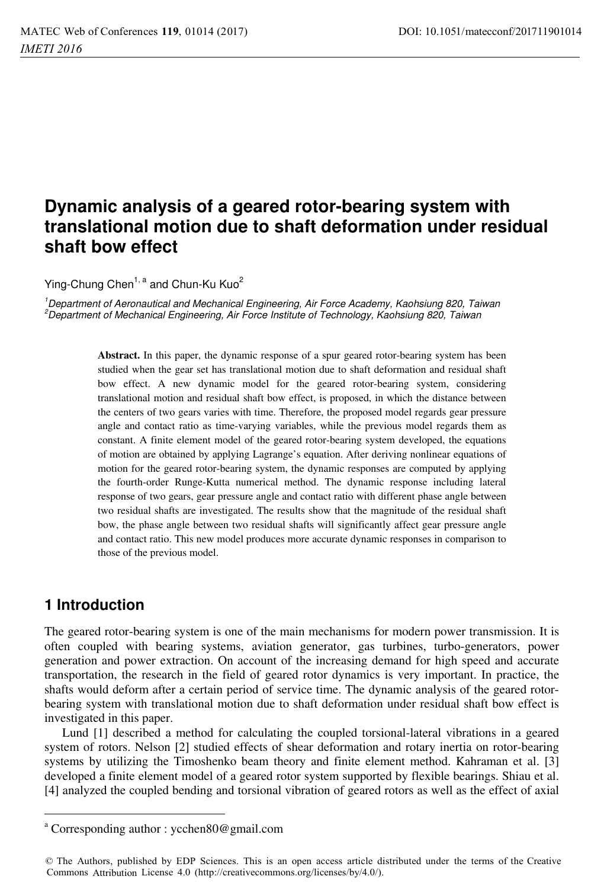# Dynamic analysis of a geared rotor-bearing system with translational motion due to shaft deformation under residual shaft bow effect

Ying-Chung Chen[1, a] and Chun-Ku Kuo[2]

[1]Department of Aeronautical and Mechanical Engineering, Air Force Academy, Kaohsiung 820, Taiwan
[2]Department of Mechanical Engineering, Air Force Institute of Technology, Kaohsiung 820, Taiwan

**Abstract.** In this paper, the dynamic response of a spur geared rotor-bearing system has been studied when the gear set has translational motion due to shaft deformation and residual shaft bow effect. A new dynamic model for the geared rotor-bearing system, considering translational motion and residual shaft bow effect, is proposed, in which the distance between the centers of two gears varies with time. Therefore, the proposed model regards gear pressure angle and contact ratio as time-varying variables, while the previous model regards them as constant. A finite element model of the geared rotor-bearing system developed, the equations of motion are obtained by applying Lagrange's equation. After deriving nonlinear equations of motion for the geared rotor-bearing system, the dynamic responses are computed by applying the fourth-order Runge-Kutta numerical method. The dynamic response including lateral response of two gears, gear pressure angle and contact ratio with different phase angle between two residual shafts are investigated. The results show that the magnitude of the residual shaft bow, the phase angle between two residual shafts will significantly affect gear pressure angle and contact ratio. This new model produces more accurate dynamic responses in comparison to those of the previous model.

## 1 Introduction

The geared rotor-bearing system is one of the main mechanisms for modern power transmission. It is often coupled with bearing systems, aviation generator, gas turbines, turbo-generators, power generation and power extraction. On account of the increasing demand for high speed and accurate transportation, the research in the field of geared rotor dynamics is very important. In practice, the shafts would deform after a certain period of service time. The dynamic analysis of the geared rotor-bearing system with translational motion due to shaft deformation under residual shaft bow effect is investigated in this paper.

Lund [1] described a method for calculating the coupled torsional-lateral vibrations in a geared system of rotors. Nelson [2] studied effects of shear deformation and rotary inertia on rotor-bearing systems by utilizing the Timoshenko beam theory and finite element method. Kahraman et al. [3] developed a finite element model of a geared rotor system supported by flexible bearings. Shiau et al. [4] analyzed the coupled bending and torsional vibration of geared rotors as well as the effect of axial

[a] Corresponding author : ycchen80@gmail.com

© The Authors, published by EDP Sciences. This is an open access article distributed under the terms of the Creative Commons Attribution License 4.0 (http://creativecommons.org/licenses/by/4.0/).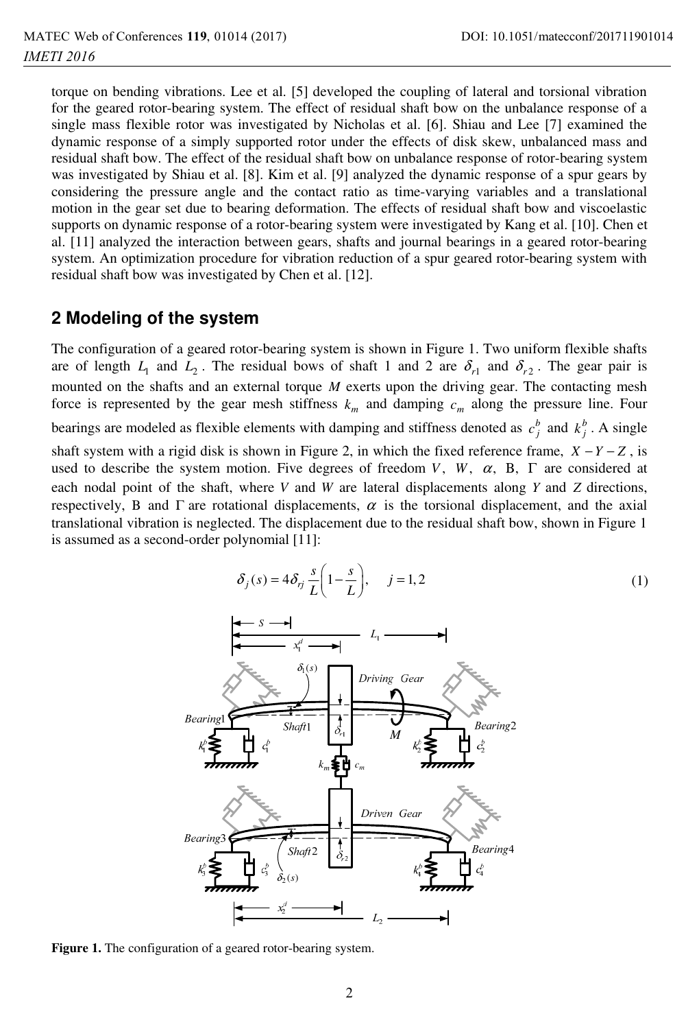torque on bending vibrations. Lee et al. [5] developed the coupling of lateral and torsional vibration for the geared rotor-bearing system. The effect of residual shaft bow on the unbalance response of a single mass flexible rotor was investigated by Nicholas et al. [6]. Shiau and Lee [7] examined the dynamic response of a simply supported rotor under the effects of disk skew, unbalanced mass and residual shaft bow. The effect of the residual shaft bow on unbalance response of rotor-bearing system was investigated by Shiau et al. [8]. Kim et al. [9] analyzed the dynamic response of a spur gears by considering the pressure angle and the contact ratio as time-varying variables and a translational motion in the gear set due to bearing deformation. The effects of residual shaft bow and viscoelastic supports on dynamic response of a rotor-bearing system were investigated by Kang et al. [10]. Chen et al. [11] analyzed the interaction between gears, shafts and journal bearings in a geared rotor-bearing system. An optimization procedure for vibration reduction of a spur geared rotor-bearing system with residual shaft bow was investigated by Chen et al. [12].

## 2 Modeling of the system

The configuration of a geared rotor-bearing system is shown in Figure 1. Two uniform flexible shafts are of length $L_1$ and $L_2$. The residual bows of shaft 1 and 2 are $\delta_{r1}$ and $\delta_{r2}$. The gear pair is mounted on the shafts and an external torque $M$ exerts upon the driving gear. The contacting mesh force is represented by the gear mesh stiffness $k_m$ and damping $c_m$ along the pressure line. Four bearings are modeled as flexible elements with damping and stiffness denoted as $c_j^b$ and $k_j^b$. A single shaft system with a rigid disk is shown in Figure 2, in which the fixed reference frame, $X-Y-Z$, is used to describe the system motion. Five degrees of freedom $V$, $W$, $\alpha$, $\mathrm{B}$, $\Gamma$ are considered at each nodal point of the shaft, where $V$ and $W$ are lateral displacements along $Y$ and $Z$ directions, respectively, $\mathrm{B}$ and $\Gamma$ are rotational displacements, $\alpha$ is the torsional displacement, and the axial translational vibration is neglected. The displacement due to the residual shaft bow, shown in Figure 1 is assumed as a second-order polynomial [11]:

$$\delta_j(s) = 4\delta_{rj}\frac{s}{L}\left(1-\frac{s}{L}\right), \qquad j=1,2 \tag{1}$$

**Figure 1.** The configuration of a geared rotor-bearing system.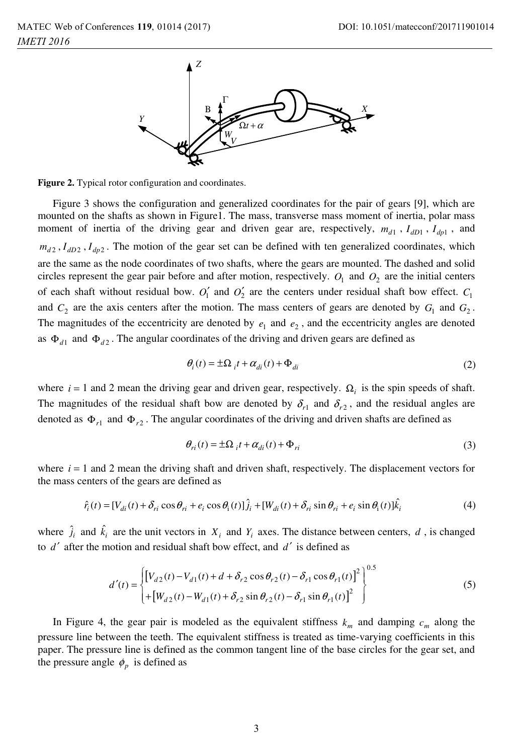**Figure 2.** Typical rotor configuration and coordinates.

Figure 3 shows the configuration and generalized coordinates for the pair of gears [9], which are mounted on the shafts as shown in Figure1. The mass, transverse mass moment of inertia, polar mass moment of inertia of the driving gear and driven gear are, respectively, $m_{d1}$ , $I_{dD1}$ , $I_{dp1}$ , and $m_{d2}$ , $I_{dD2}$ , $I_{dp2}$ . The motion of the gear set can be defined with ten generalized coordinates, which are the same as the node coordinates of two shafts, where the gears are mounted. The dashed and solid circles represent the gear pair before and after motion, respectively. $O_1$ and $O_2$ are the initial centers of each shaft without residual bow. $O_1'$ and $O_2'$ are the centers under residual shaft bow effect. $C_1$ and $C_2$ are the axis centers after the motion. The mass centers of gears are denoted by $G_1$ and $G_2$. The magnitudes of the eccentricity are denoted by $e_1$ and $e_2$ , and the eccentricity angles are denoted as $\Phi_{d1}$ and $\Phi_{d2}$ . The angular coordinates of the driving and driven gears are defined as

$$\theta_i(t) = \pm\Omega_i t + \alpha_{di}(t) + \Phi_{di} \tag{2}$$

where $i = 1$ and 2 mean the driving gear and driven gear, respectively. $\Omega_i$ is the spin speeds of shaft. The magnitudes of the residual shaft bow are denoted by $\delta_{r1}$ and $\delta_{r2}$ , and the residual angles are denoted as $\Phi_{r1}$ and $\Phi_{r2}$ . The angular coordinates of the driving and driven shafts are defined as

$$\theta_{ri}(t) = \pm\Omega_i t + \alpha_{di}(t) + \Phi_{ri} \tag{3}$$

where $i = 1$ and 2 mean the driving shaft and driven shaft, respectively. The displacement vectors for the mass centers of the gears are defined as

$$\hat{r}_i(t) = [V_{di}(t) + \delta_{ri}\cos\theta_{ri} + e_i\cos\theta_1(t)]\hat{j}_i + [W_{di}(t) + \delta_{ri}\sin\theta_{ri} + e_i\sin\theta_1(t)]\hat{k}_i \tag{4}$$

where $\hat{j}_i$ and $\hat{k}_i$ are the unit vectors in $X_i$ and $Y_i$ axes. The distance between centers, $d$ , is changed to $d'$ after the motion and residual shaft bow effect, and $d'$ is defined as

$$d'(t) = \left\{ \begin{array}{l} \left[V_{d2}(t) - V_{d1}(t) + d + \delta_{r2}\cos\theta_{r2}(t) - \delta_{r1}\cos\theta_{r1}(t)\right]^2 \\ + \left[W_{d2}(t) - W_{d1}(t) + \delta_{r2}\sin\theta_{r2}(t) - \delta_{r1}\sin\theta_{r1}(t)\right]^2 \end{array} \right\}^{0.5} \tag{5}$$

In Figure 4, the gear pair is modeled as the equivalent stiffness $k_m$ and damping $c_m$ along the pressure line between the teeth. The equivalent stiffness is treated as time-varying coefficients in this paper. The pressure line is defined as the common tangent line of the base circles for the gear set, and the pressure angle $\phi_p$ is defined as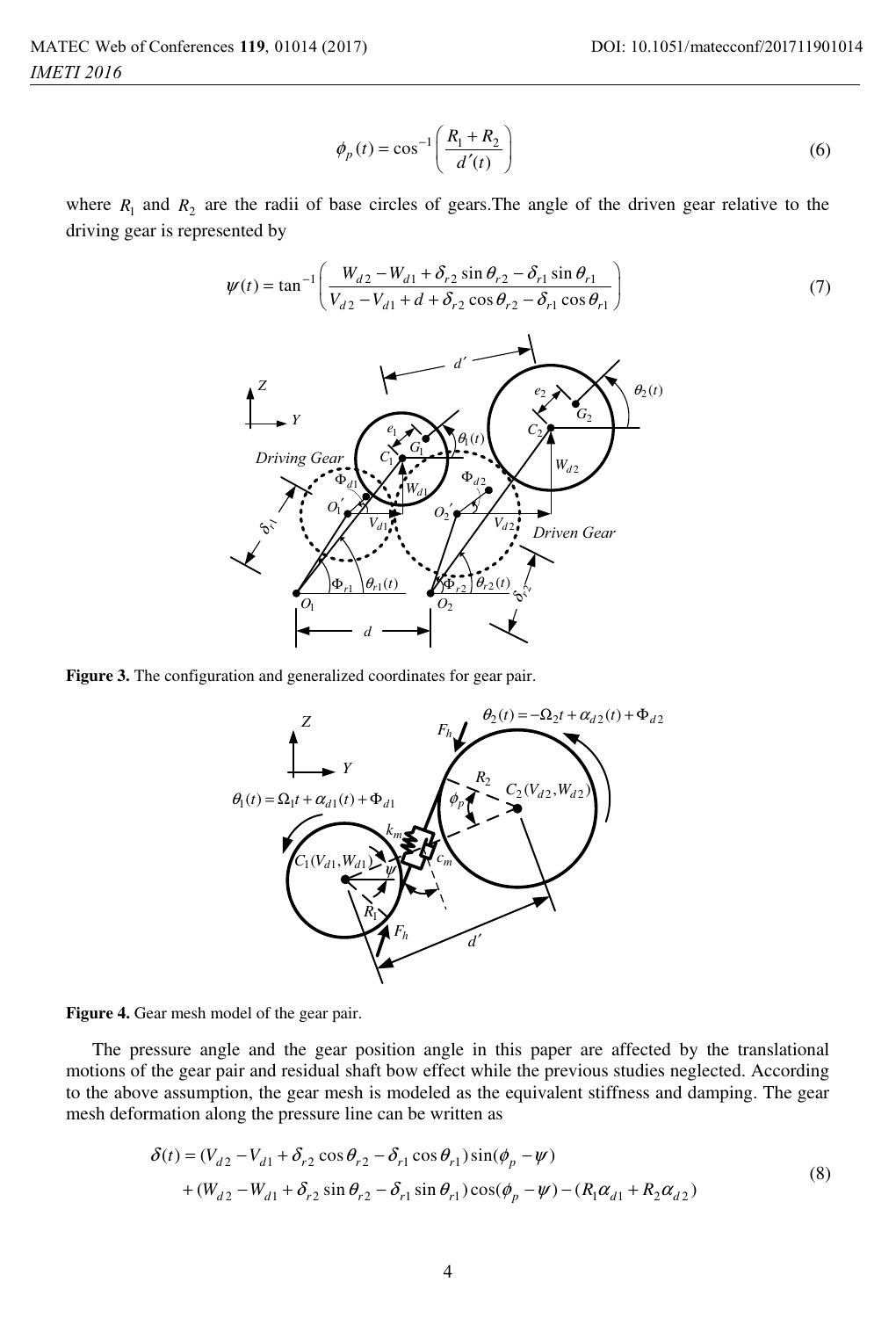$$\phi_p(t) = \cos^{-1}\left(\frac{R_1 + R_2}{d'(t)}\right) \tag{6}$$

where $R_1$ and $R_2$ are the radii of base circles of gears.The angle of the driven gear relative to the driving gear is represented by

$$\psi(t) = \tan^{-1}\left(\frac{W_{d2} - W_{d1} + \delta_{r2}\sin\theta_{r2} - \delta_{r1}\sin\theta_{r1}}{V_{d2} - V_{d1} + d + \delta_{r2}\cos\theta_{r2} - \delta_{r1}\cos\theta_{r1}}\right) \tag{7}$$

**Figure 3.** The configuration and generalized coordinates for gear pair.

**Figure 4.** Gear mesh model of the gear pair.

The pressure angle and the gear position angle in this paper are affected by the translational motions of the gear pair and residual shaft bow effect while the previous studies neglected. According to the above assumption, the gear mesh is modeled as the equivalent stiffness and damping. The gear mesh deformation along the pressure line can be written as

$$\begin{aligned}\delta(t) &= (V_{d2} - V_{d1} + \delta_{r2}\cos\theta_{r2} - \delta_{r1}\cos\theta_{r1})\sin(\phi_p - \psi) \\ &\quad + (W_{d2} - W_{d1} + \delta_{r2}\sin\theta_{r2} - \delta_{r1}\sin\theta_{r1})\cos(\phi_p - \psi) - (R_1\alpha_{d1} + R_2\alpha_{d2})\end{aligned} \tag{8}$$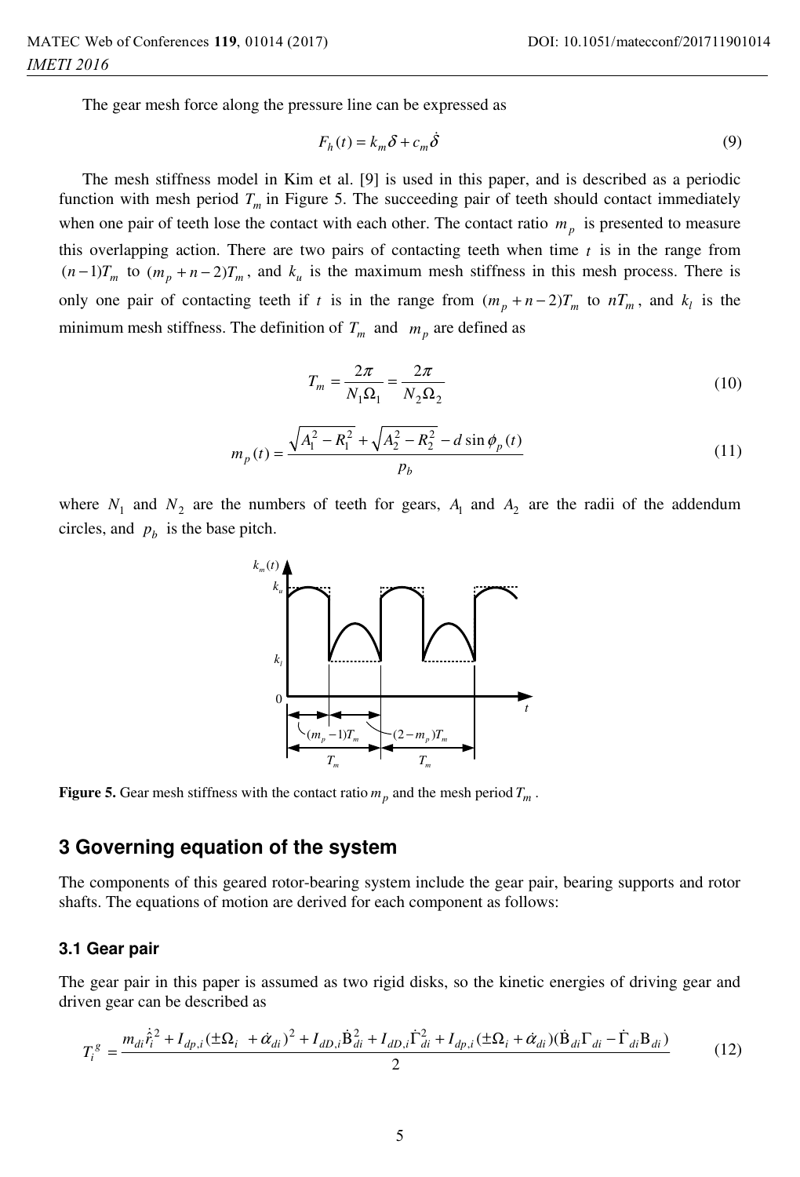The gear mesh force along the pressure line can be expressed as

$$F_h(t) = k_m \delta + c_m \dot{\delta} \tag{9}$$

The mesh stiffness model in Kim et al. [9] is used in this paper, and is described as a periodic function with mesh period $T_m$ in Figure 5. The succeeding pair of teeth should contact immediately when one pair of teeth lose the contact with each other. The contact ratio $m_p$ is presented to measure this overlapping action. There are two pairs of contacting teeth when time $t$ is in the range from $(n-1)T_m$ to $(m_p+n-2)T_m$, and $k_u$ is the maximum mesh stiffness in this mesh process. There is only one pair of contacting teeth if $t$ is in the range from $(m_p+n-2)T_m$ to $nT_m$, and $k_l$ is the minimum mesh stiffness. The definition of $T_m$ and $m_p$ are defined as

$$T_m = \frac{2\pi}{N_1 \Omega_1} = \frac{2\pi}{N_2 \Omega_2} \tag{10}$$

$$m_p(t) = \frac{\sqrt{A_1^2 - R_1^2} + \sqrt{A_2^2 - R_2^2} - d \sin \phi_p(t)}{p_b} \tag{11}$$

where $N_1$ and $N_2$ are the numbers of teeth for gears, $A_1$ and $A_2$ are the radii of the addendum circles, and $p_b$ is the base pitch.

**Figure 5.** Gear mesh stiffness with the contact ratio $m_p$ and the mesh period $T_m$.

## 3 Governing equation of the system

The components of this geared rotor-bearing system include the gear pair, bearing supports and rotor shafts. The equations of motion are derived for each component as follows:

### 3.1 Gear pair

The gear pair in this paper is assumed as two rigid disks, so the kinetic energies of driving gear and driven gear can be described as

$$T_i^g = \frac{m_{di}\dot{r}_i^2 + I_{dp,i}(\pm\Omega_i + \dot{\alpha}_{di})^2 + I_{dD,i}\dot{\mathrm{B}}_{di}^2 + I_{dD,i}\dot{\Gamma}_{di}^2 + I_{dp,i}(\pm\Omega_i + \dot{\alpha}_{di})(\dot{\mathrm{B}}_{di}\Gamma_{di} - \dot{\Gamma}_{di}\mathrm{B}_{di})}{2} \tag{12}$$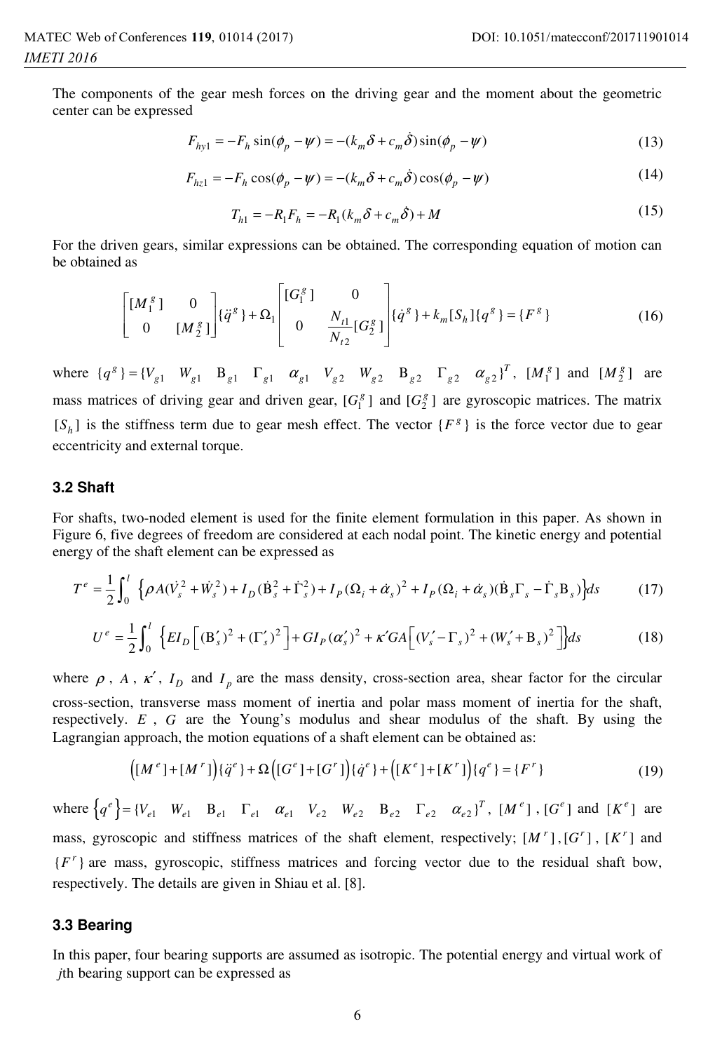The components of the gear mesh forces on the driving gear and the moment about the geometric center can be expressed

$$F_{hy1} = -F_h \sin(\phi_p - \psi) = -(k_m \delta + c_m \dot{\delta}) \sin(\phi_p - \psi) \tag{13}$$

$$F_{hz1} = -F_h \cos(\phi_p - \psi) = -(k_m \delta + c_m \dot{\delta}) \cos(\phi_p - \psi) \tag{14}$$

$$T_{h1} = -R_1 F_h = -R_1 (k_m \delta + c_m \dot{\delta}) + M \tag{15}$$

For the driven gears, similar expressions can be obtained. The corresponding equation of motion can be obtained as

$$\begin{bmatrix} [M_1^g] & 0 \\ 0 & [M_2^g] \end{bmatrix} \{\ddot{q}^g\} + \Omega_1 \begin{bmatrix} [G_1^g] & 0 \\ 0 & \dfrac{N_{t1}}{N_{t2}} [G_2^g] \end{bmatrix} \{\dot{q}^g\} + k_m [S_h] \{q^g\} = \{F^g\} \tag{16}$$

where $\{q^g\} = \{V_{g1} \quad W_{g1} \quad \mathrm{B}_{g1} \quad \Gamma_{g1} \quad \alpha_{g1} \quad V_{g2} \quad W_{g2} \quad \mathrm{B}_{g2} \quad \Gamma_{g2} \quad \alpha_{g2}\}^T$, $[M_1^g]$ and $[M_2^g]$ are mass matrices of driving gear and driven gear, $[G_1^g]$ and $[G_2^g]$ are gyroscopic matrices. The matrix $[S_h]$ is the stiffness term due to gear mesh effect. The vector $\{F^g\}$ is the force vector due to gear eccentricity and external torque.

### 3.2 Shaft

For shafts, two-noded element is used for the finite element formulation in this paper. As shown in Figure 6, five degrees of freedom are considered at each nodal point. The kinetic energy and potential energy of the shaft element can be expressed as

$$T^e = \frac{1}{2}\int_0^l \left\{ \rho A(\dot{V}_s^2 + \dot{W}_s^2) + I_D(\dot{\mathrm{B}}_s^2 + \dot{\Gamma}_s^2) + I_P(\Omega_i + \dot{\alpha}_s)^2 + I_P(\Omega_i + \dot{\alpha}_s)(\dot{\mathrm{B}}_s \Gamma_s - \dot{\Gamma}_s \mathrm{B}_s) \right\} ds \tag{17}$$

$$U^e = \frac{1}{2}\int_0^l \left\{ EI_D \left[ (\mathrm{B}_s')^2 + (\Gamma_s')^2 \right] + GI_P(\alpha_s')^2 + \kappa' GA \left[ (V_s' - \Gamma_s)^2 + (W_s' + \mathrm{B}_s)^2 \right] \right\} ds \tag{18}$$

where $\rho$, $A$, $\kappa'$, $I_D$ and $I_p$ are the mass density, cross-section area, shear factor for the circular cross-section, transverse mass moment of inertia and polar mass moment of inertia for the shaft, respectively. $E$, $G$ are the Young's modulus and shear modulus of the shaft. By using the Lagrangian approach, the motion equations of a shaft element can be obtained as:

$$\left([M^e] + [M^r]\right)\{\ddot{q}^e\} + \Omega\left([G^e] + [G^r]\right)\{\dot{q}^e\} + \left([K^e] + [K^r]\right)\{q^e\} = \{F^r\} \tag{19}$$

where $\left\{q^e\right\} = \{V_{e1} \quad W_{e1} \quad \mathrm{B}_{e1} \quad \Gamma_{e1} \quad \alpha_{e1} \quad V_{e2} \quad W_{e2} \quad \mathrm{B}_{e2} \quad \Gamma_{e2} \quad \alpha_{e2}\}^T$, $[M^e]$, $[G^e]$ and $[K^e]$ are mass, gyroscopic and stiffness matrices of the shaft element, respectively; $[M^r]$, $[G^r]$, $[K^r]$ and $\{F^r\}$ are mass, gyroscopic, stiffness matrices and forcing vector due to the residual shaft bow, respectively. The details are given in Shiau et al. [8].

### 3.3 Bearing

In this paper, four bearing supports are assumed as isotropic. The potential energy and virtual work of $j$th bearing support can be expressed as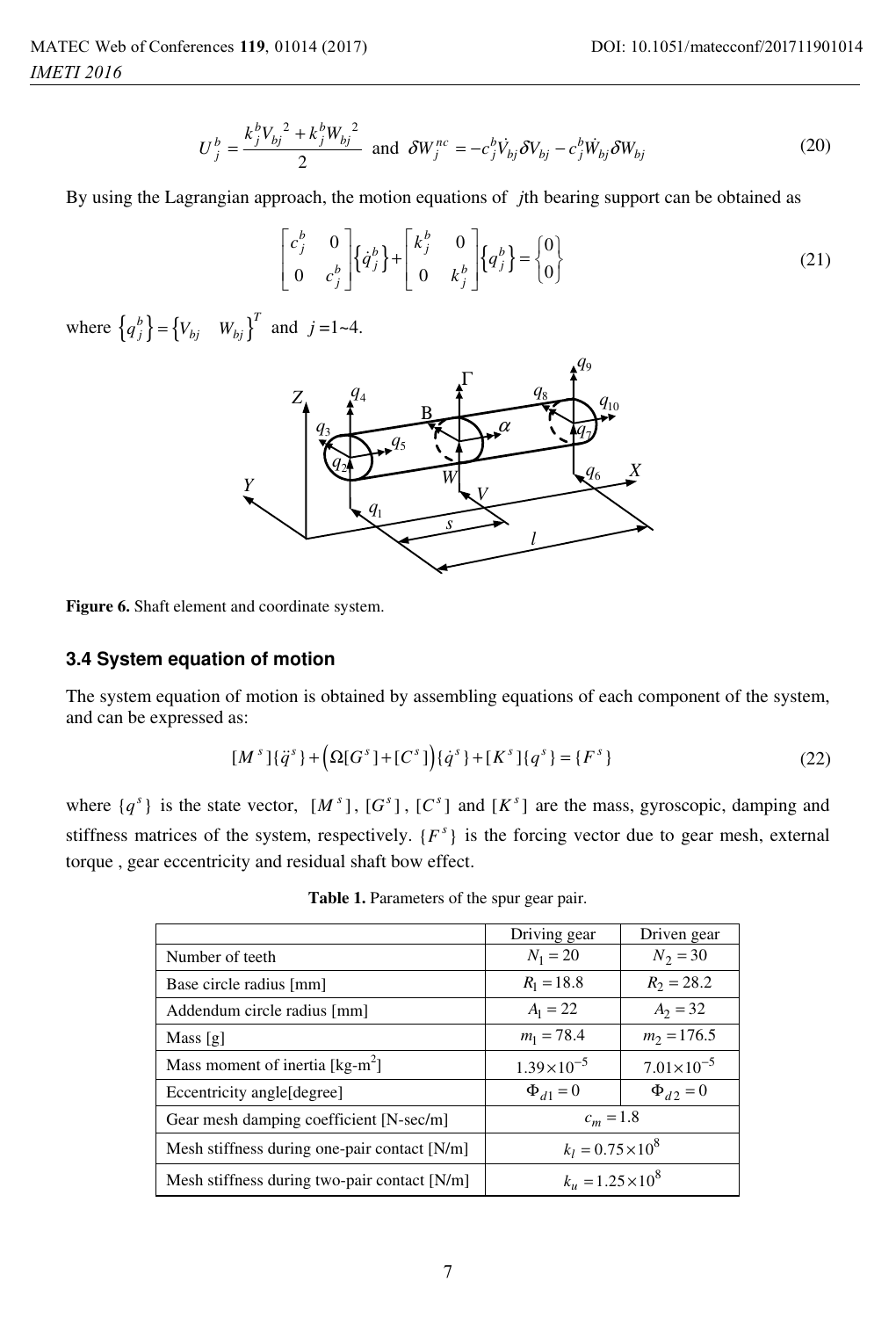$$U_j^b = \frac{k_j^b {V_{bj}}^2 + k_j^b {W_{bj}}^2}{2} \text{ and } \delta W_j^{nc} = -c_j^b \dot{V}_{bj} \delta V_{bj} - c_j^b \dot{W}_{bj} \delta W_{bj} \tag{20}$$

By using the Lagrangian approach, the motion equations of $j$th bearing support can be obtained as

$$\begin{bmatrix} c_j^b & 0 \\ 0 & c_j^b \end{bmatrix} \left\{ \dot{q}_j^b \right\} + \begin{bmatrix} k_j^b & 0 \\ 0 & k_j^b \end{bmatrix} \left\{ q_j^b \right\} = \begin{Bmatrix} 0 \\ 0 \end{Bmatrix} \tag{21}$$

where $\left\{ q_j^b \right\} = \left\{ V_{bj} \quad W_{bj} \right\}^T$ and $j = 1 \sim 4$.

**Figure 6.** Shaft element and coordinate system.

### 3.4 System equation of motion

The system equation of motion is obtained by assembling equations of each component of the system, and can be expressed as:

$$[M^s]\{\ddot{q}^s\} + \left( \Omega[G^s] + [C^s] \right)\{\dot{q}^s\} + [K^s]\{q^s\} = \{F^s\} \tag{22}$$

where $\{q^s\}$ is the state vector, $[M^s]$, $[G^s]$, $[C^s]$ and $[K^s]$ are the mass, gyroscopic, damping and stiffness matrices of the system, respectively. $\{F^s\}$ is the forcing vector due to gear mesh, external torque , gear eccentricity and residual shaft bow effect.

**Table 1.** Parameters of the spur gear pair.

| | Driving gear | Driven gear |
|---|---|---|
| Number of teeth | $N_1 = 20$ | $N_2 = 30$ |
| Base circle radius [mm] | $R_1 = 18.8$ | $R_2 = 28.2$ |
| Addendum circle radius [mm] | $A_1 = 22$ | $A_2 = 32$ |
| Mass [g] | $m_1 = 78.4$ | $m_2 = 176.5$ |
| Mass moment of inertia [kg-m$^2$] | $1.39 \times 10^{-5}$ | $7.01 \times 10^{-5}$ |
| Eccentricity angle[degree] | $\Phi_{d1} = 0$ | $\Phi_{d2} = 0$ |
| Gear mesh damping coefficient [N-sec/m] | $c_m = 1.8$ | |
| Mesh stiffness during one-pair contact [N/m] | $k_l = 0.75 \times 10^8$ | |
| Mesh stiffness during two-pair contact [N/m] | $k_u = 1.25 \times 10^8$ | |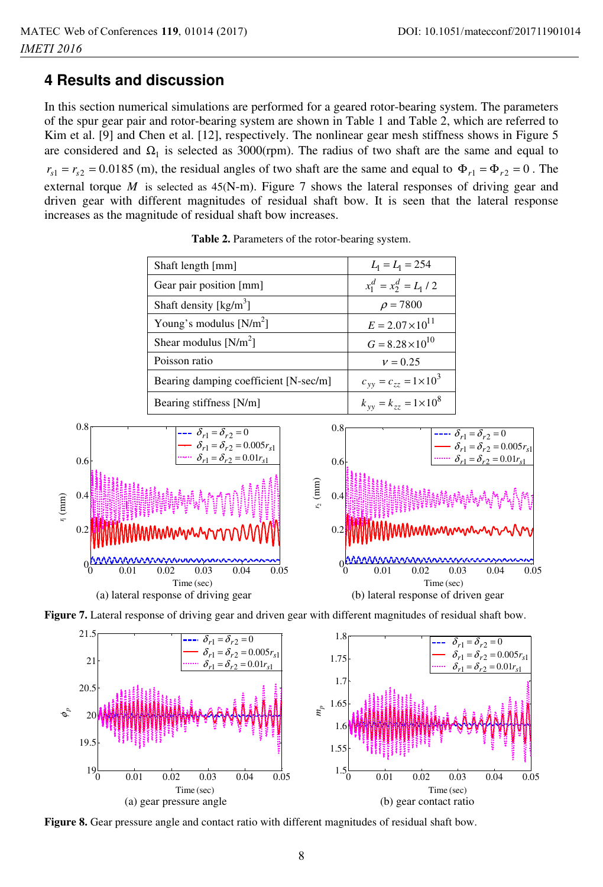## 4 Results and discussion

In this section numerical simulations are performed for a geared rotor-bearing system. The parameters of the spur gear pair and rotor-bearing system are shown in Table 1 and Table 2, which are referred to Kim et al. [9] and Chen et al. [12], respectively. The nonlinear gear mesh stiffness shows in Figure 5 are considered and $\Omega_1$ is selected as 3000(rpm). The radius of two shaft are the same and equal to $r_{s1} = r_{s2} = 0.0185$ (m), the residual angles of two shaft are the same and equal to $\Phi_{r1} = \Phi_{r2} = 0$. The external torque $M$ is selected as 45(N-m). Figure 7 shows the lateral responses of driving gear and driven gear with different magnitudes of residual shaft bow. It is seen that the lateral response increases as the magnitude of residual shaft bow increases.

**Table 2.** Parameters of the rotor-bearing system.

| Parameter | Value |
| --- | --- |
| Shaft length [mm] | $L_1 = L_1 = 254$ |
| Gear pair position [mm] | $x_1^d = x_2^d = L_1 / 2$ |
| Shaft density [kg/m$^3$] | $\rho = 7800$ |
| Young's modulus [N/m$^2$] | $E = 2.07 \times 10^{11}$ |
| Shear modulus [N/m$^2$] | $G = 8.28 \times 10^{10}$ |
| Poisson ratio | $\nu = 0.25$ |
| Bearing damping coefficient [N-sec/m] | $c_{yy} = c_{zz} = 1 \times 10^3$ |
| Bearing stiffness [N/m] | $k_{yy} = k_{zz} = 1 \times 10^8$ |

(a) lateral response of driving gear

(b) lateral response of driven gear

**Figure 7.** Lateral response of driving gear and driven gear with different magnitudes of residual shaft bow.

(a) gear pressure angle

(b) gear contact ratio

**Figure 8.** Gear pressure angle and contact ratio with different magnitudes of residual shaft bow.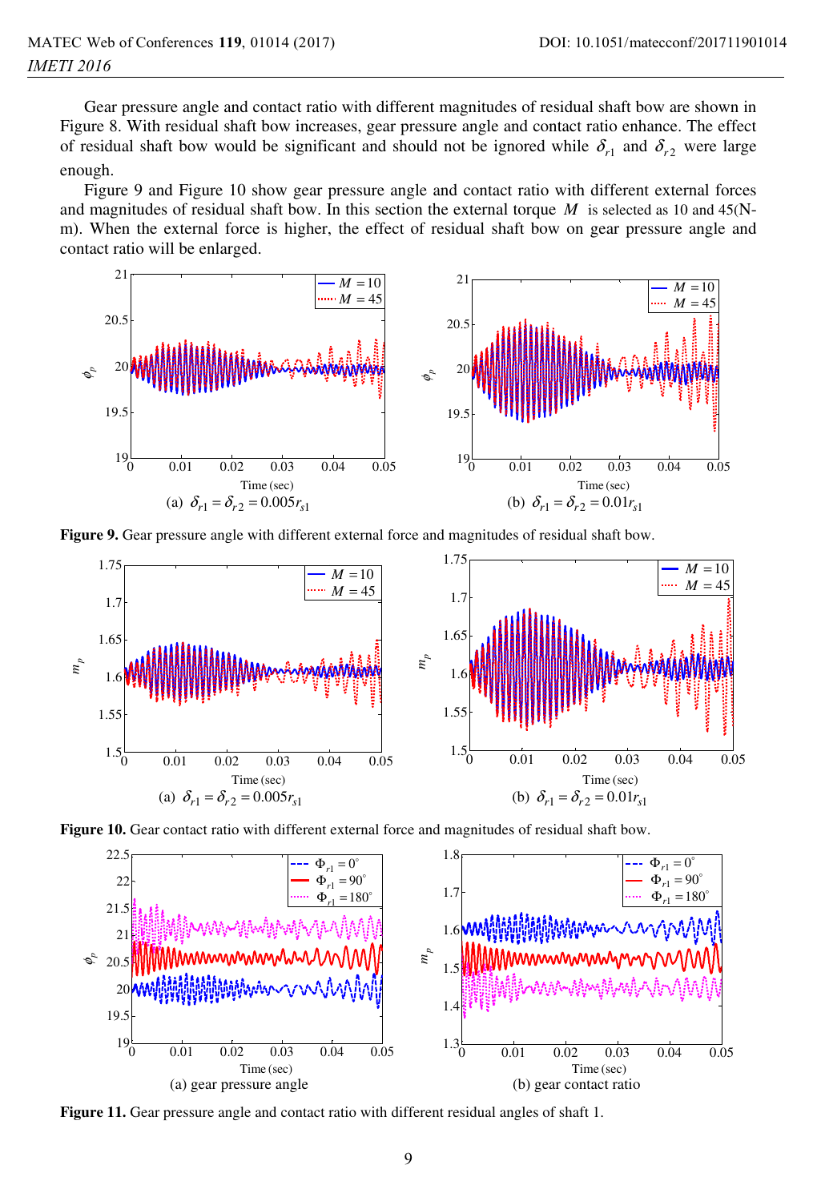Gear pressure angle and contact ratio with different magnitudes of residual shaft bow are shown in Figure 8. With residual shaft bow increases, gear pressure angle and contact ratio enhance. The effect of residual shaft bow would be significant and should not be ignored while $\delta_{r1}$ and $\delta_{r2}$ were large enough.

Figure 9 and Figure 10 show gear pressure angle and contact ratio with different external forces and magnitudes of residual shaft bow. In this section the external torque $M$ is selected as 10 and 45(N-m). When the external force is higher, the effect of residual shaft bow on gear pressure angle and contact ratio will be enlarged.

(a) $\delta_{r1} = \delta_{r2} = 0.005 r_{s1}$ (b) $\delta_{r1} = \delta_{r2} = 0.01 r_{s1}$

**Figure 9.** Gear pressure angle with different external force and magnitudes of residual shaft bow.

(a) $\delta_{r1} = \delta_{r2} = 0.005 r_{s1}$ (b) $\delta_{r1} = \delta_{r2} = 0.01 r_{s1}$

**Figure 10.** Gear contact ratio with different external force and magnitudes of residual shaft bow.

(a) gear pressure angle (b) gear contact ratio

**Figure 11.** Gear pressure angle and contact ratio with different residual angles of shaft 1.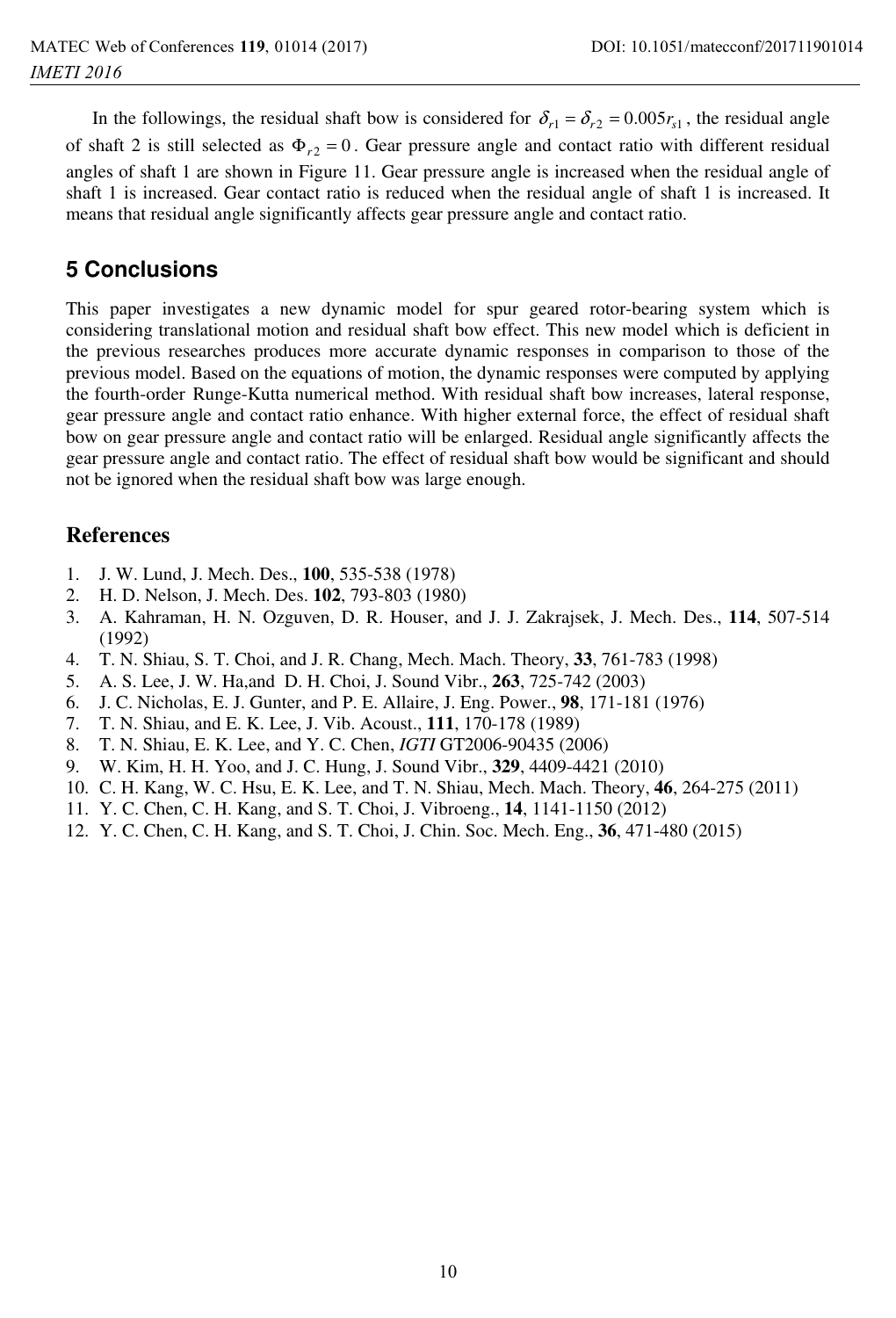In the followings, the residual shaft bow is considered for $\delta_{r1} = \delta_{r2} = 0.005 r_{s1}$, the residual angle of shaft 2 is still selected as $\Phi_{r2} = 0$. Gear pressure angle and contact ratio with different residual angles of shaft 1 are shown in Figure 11. Gear pressure angle is increased when the residual angle of shaft 1 is increased. Gear contact ratio is reduced when the residual angle of shaft 1 is increased. It means that residual angle significantly affects gear pressure angle and contact ratio.

## 5 Conclusions

This paper investigates a new dynamic model for spur geared rotor-bearing system which is considering translational motion and residual shaft bow effect. This new model which is deficient in the previous researches produces more accurate dynamic responses in comparison to those of the previous model. Based on the equations of motion, the dynamic responses were computed by applying the fourth-order Runge-Kutta numerical method. With residual shaft bow increases, lateral response, gear pressure angle and contact ratio enhance. With higher external force, the effect of residual shaft bow on gear pressure angle and contact ratio will be enlarged. Residual angle significantly affects the gear pressure angle and contact ratio. The effect of residual shaft bow would be significant and should not be ignored when the residual shaft bow was large enough.

### References

1. J. W. Lund, J. Mech. Des., **100**, 535-538 (1978)
2. H. D. Nelson, J. Mech. Des. **102**, 793-803 (1980)
3. A. Kahraman, H. N. Ozguven, D. R. Houser, and J. J. Zakrajsek, J. Mech. Des., **114**, 507-514 (1992)
4. T. N. Shiau, S. T. Choi, and J. R. Chang, Mech. Mach. Theory, **33**, 761-783 (1998)
5. A. S. Lee, J. W. Ha,and D. H. Choi, J. Sound Vibr., **263**, 725-742 (2003)
6. J. C. Nicholas, E. J. Gunter, and P. E. Allaire, J. Eng. Power., **98**, 171-181 (1976)
7. T. N. Shiau, and E. K. Lee, J. Vib. Acoust., **111**, 170-178 (1989)
8. T. N. Shiau, E. K. Lee, and Y. C. Chen, *IGTI* GT2006-90435 (2006)
9. W. Kim, H. H. Yoo, and J. C. Hung, J. Sound Vibr., **329**, 4409-4421 (2010)
10. C. H. Kang, W. C. Hsu, E. K. Lee, and T. N. Shiau, Mech. Mach. Theory, **46**, 264-275 (2011)
11. Y. C. Chen, C. H. Kang, and S. T. Choi, J. Vibroeng., **14**, 1141-1150 (2012)
12. Y. C. Chen, C. H. Kang, and S. T. Choi, J. Chin. Soc. Mech. Eng., **36**, 471-480 (2015)